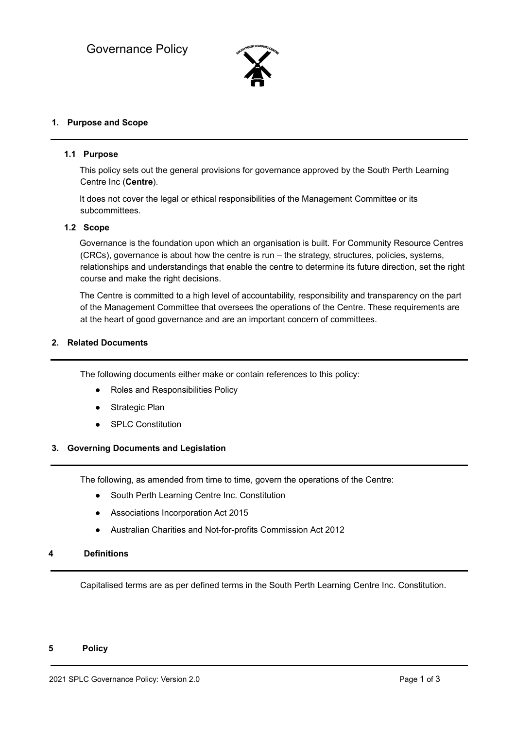# Governance Policy

## 1. Purpose and Scope

### 1.1 Purpose

This policy sets out the general provisions for governance approved by the South Perth Learning Centre Inc (**Centre**).

It does not cover the legal or ethical responsibilities of the Management Committee or its subcommittees.

### 1.2 Scope

Governance is the foundation upon which an organisation is built. For Community Resource Centres (CRCs), governance is about how the centre is run – the strategy, structures, policies, systems, relationships and understandings that enable the centre to determine its future direction, set the right course and make the right decisions.

The Centre is committed to a high level of accountability, responsibility and transparency on the part of the Management Committee that oversees the operations of the Centre. These requirements are at the heart of good governance and are an important concern of committees.

## 2. Related Documents

The following documents either make or contain references to this policy:

- Roles and Responsibilities Policy
- Strategic Plan
- SPLC Constitution

## 3. Governing Documents and Legislation

The following, as amended from time to time, govern the operations of the Centre:

- South Perth Learning Centre Inc. Constitution
- Associations Incorporation Act 2015
- Australian Charities and Not-for-profits Commission Act 2012

## 4 Definitions

Capitalised terms are as per defined terms in the South Perth Learning Centre Inc. Constitution.

## 5 Policy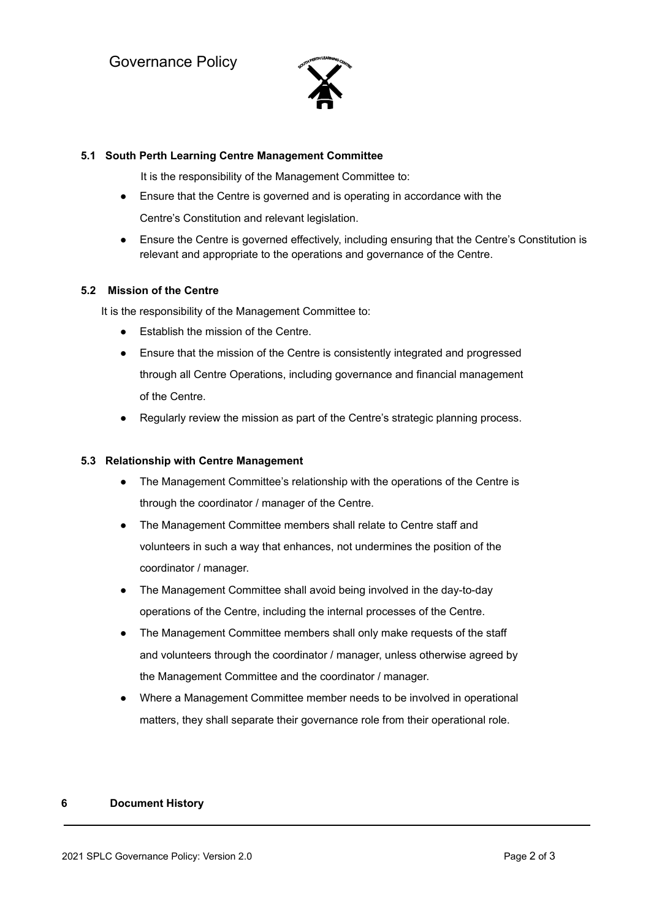### 5.1 South Perth Learning Centre Management Committee

It is the responsibility of the Management Committee to:

- Ensure that the Centre is governed and is operating in accordance with the Centre's Constitution and relevant legislation.
- Ensure the Centre is governed effectively, including ensuring that the Centre's Constitution is relevant and appropriate to the operations and governance of the Centre.

### 5.2 Mission of the Centre

It is the responsibility of the Management Committee to:

- Establish the mission of the Centre.
- Ensure that the mission of the Centre is consistently integrated and progressed through all Centre Operations, including governance and financial management of the Centre.
- Regularly review the mission as part of the Centre's strategic planning process.

### 5.3 Relationship with Centre Management

- The Management Committee's relationship with the operations of the Centre is through the coordinator / manager of the Centre.
- The Management Committee members shall relate to Centre staff and volunteers in such a way that enhances, not undermines the position of the coordinator / manager.
- The Management Committee shall avoid being involved in the day-to-day operations of the Centre, including the internal processes of the Centre.
- The Management Committee members shall only make requests of the staff and volunteers through the coordinator / manager, unless otherwise agreed by the Management Committee and the coordinator / manager.
- Where a Management Committee member needs to be involved in operational matters, they shall separate their governance role from their operational role.

## 6 Document History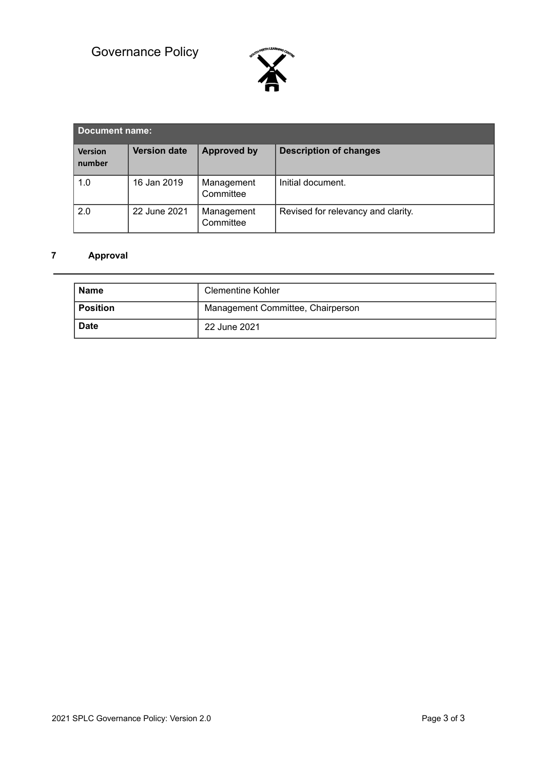Governance Policy

| Document name: | | | |
|---|---|---|---|
| **Version number** | **Version date** | **Approved by** | **Description of changes** |
| 1.0 | 16 Jan 2019 | Management Committee | Initial document. |
| 2.0 | 22 June 2021 | Management Committee | Revised for relevancy and clarity. |

## 7 Approval

| | |
|---|---|
| **Name** | Clementine Kohler |
| **Position** | Management Committee, Chairperson |
| **Date** | 22 June 2021 |